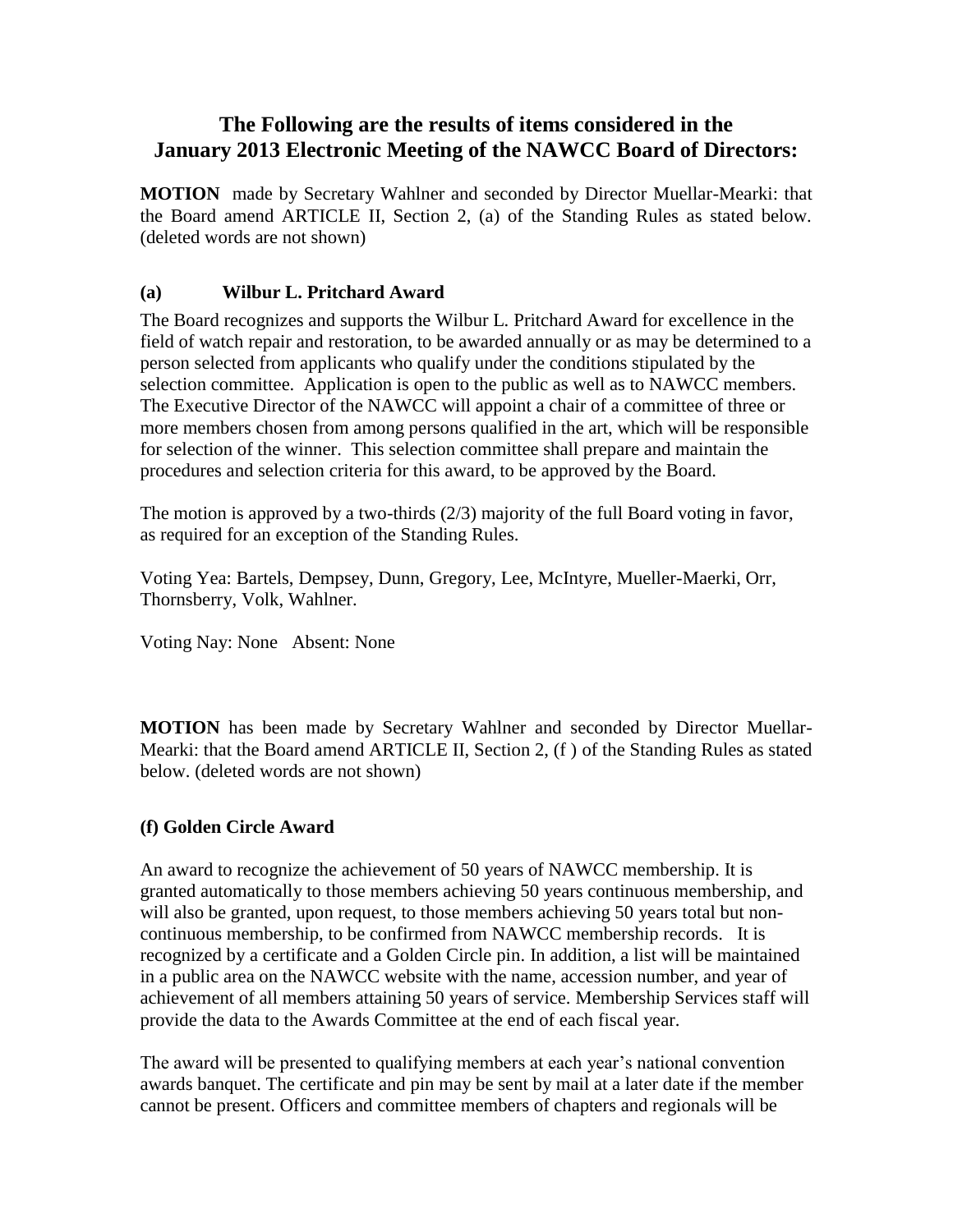## The Following are the results of items considered in the January 2013 Electronic Meeting of the NAWCC Board of Directors:

**MOTION** made by Secretary Wahlner and seconded by Director Muellar-Mearki: that the Board amend ARTICLE II, Section 2, (a) of the Standing Rules as stated below. (deleted words are not shown)

### (a) Wilbur L. Pritchard Award

The Board recognizes and supports the Wilbur L. Pritchard Award for excellence in the field of watch repair and restoration, to be awarded annually or as may be determined to a person selected from applicants who qualify under the conditions stipulated by the selection committee. Application is open to the public as well as to NAWCC members. The Executive Director of the NAWCC will appoint a chair of a committee of three or more members chosen from among persons qualified in the art, which will be responsible for selection of the winner. This selection committee shall prepare and maintain the procedures and selection criteria for this award, to be approved by the Board.

The motion is approved by a two-thirds (2/3) majority of the full Board voting in favor, as required for an exception of the Standing Rules.

Voting Yea: Bartels, Dempsey, Dunn, Gregory, Lee, McIntyre, Mueller-Maerki, Orr, Thornsberry, Volk, Wahlner.

Voting Nay: None Absent: None

**MOTION** has been made by Secretary Wahlner and seconded by Director Muellar-Mearki: that the Board amend ARTICLE II, Section 2, (f ) of the Standing Rules as stated below. (deleted words are not shown)

### (f) Golden Circle Award

An award to recognize the achievement of 50 years of NAWCC membership. It is granted automatically to those members achieving 50 years continuous membership, and will also be granted, upon request, to those members achieving 50 years total but non-continuous membership, to be confirmed from NAWCC membership records. It is recognized by a certificate and a Golden Circle pin. In addition, a list will be maintained in a public area on the NAWCC website with the name, accession number, and year of achievement of all members attaining 50 years of service. Membership Services staff will provide the data to the Awards Committee at the end of each fiscal year.

The award will be presented to qualifying members at each year's national convention awards banquet. The certificate and pin may be sent by mail at a later date if the member cannot be present. Officers and committee members of chapters and regionals will be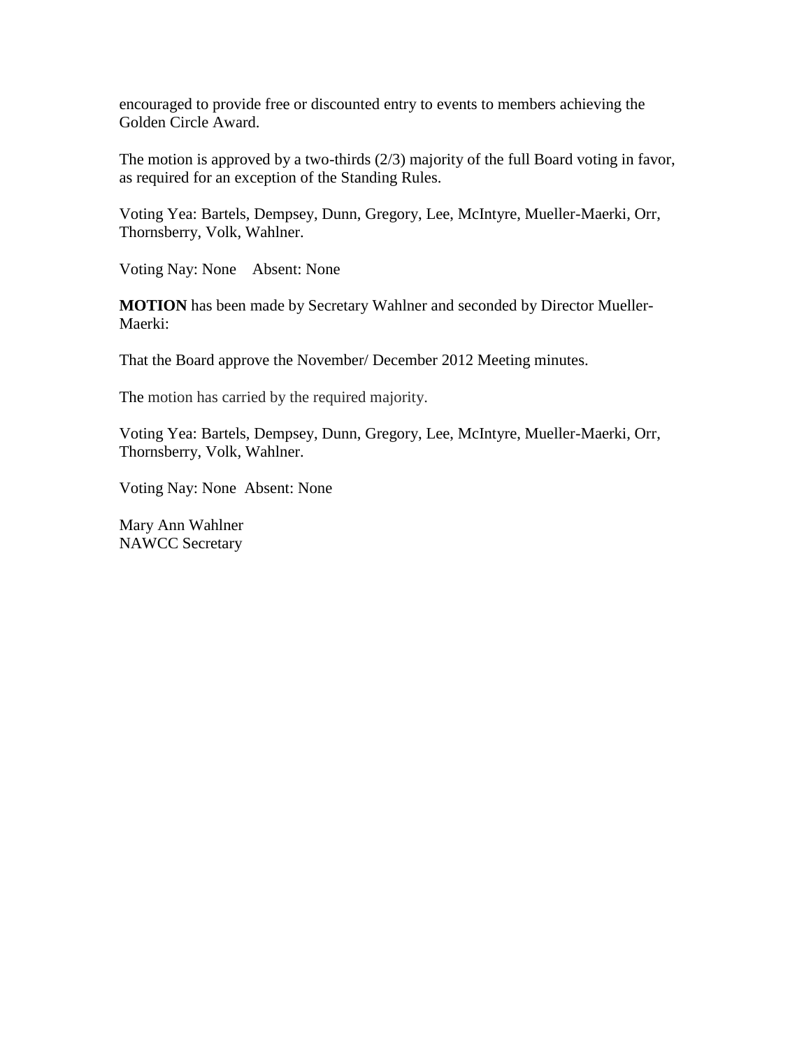encouraged to provide free or discounted entry to events to members achieving the Golden Circle Award.

The motion is approved by a two-thirds (2/3) majority of the full Board voting in favor, as required for an exception of the Standing Rules.

Voting Yea: Bartels, Dempsey, Dunn, Gregory, Lee, McIntyre, Mueller-Maerki, Orr, Thornsberry, Volk, Wahlner.

Voting Nay: None    Absent: None

**MOTION** has been made by Secretary Wahlner and seconded by Director Mueller-Maerki:

That the Board approve the November/ December 2012 Meeting minutes.

The motion has carried by the required majority.

Voting Yea: Bartels, Dempsey, Dunn, Gregory, Lee, McIntyre, Mueller-Maerki, Orr, Thornsberry, Volk, Wahlner.

Voting Nay: None  Absent: None

Mary Ann Wahlner
NAWCC Secretary